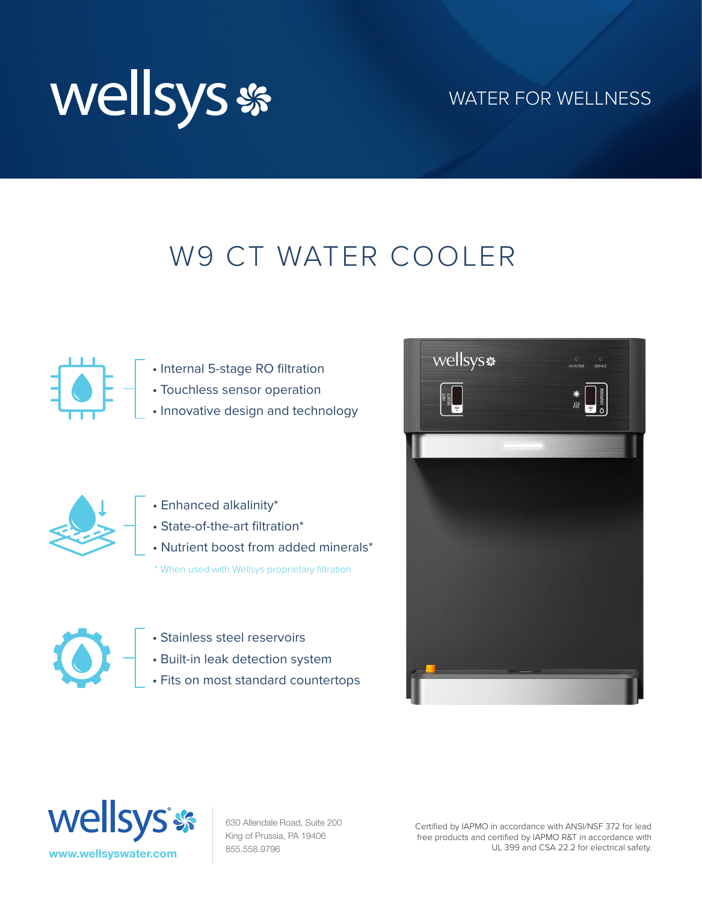# wellsys

WATER FOR WELLNESS

## W9 CT WATER COOLER

- Internal 5-stage RO filtration
- Touchless sensor operation
- Innovative design and technology

- Enhanced alkalinity*
- State-of-the-art filtration*
- Nutrient boost from added minerals*

* When used with Wellsys proprietary filtration

- Stainless steel reservoirs
- Built-in leak detection system
- Fits on most standard countertops

wellsys®

www.wellsyswater.com

630 Allendale Road, Suite 200
King of Prussia, PA 19406
855.558.9796

Certified by IAPMO in accordance with ANSI/NSF 372 for lead free products and certified by IAPMO R&T in accordance with UL 399 and CSA 22.2 for electrical safety.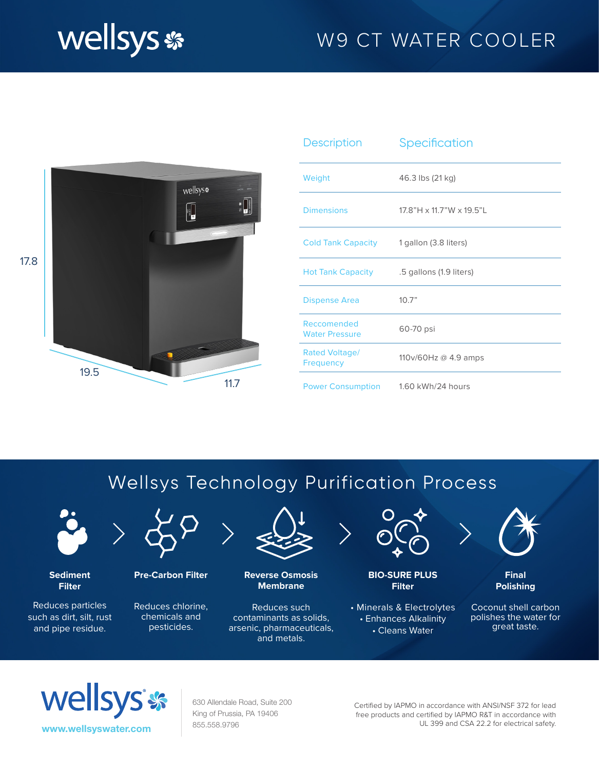# wellsys

## W9 CT WATER COOLER

17.8

19.5

11.7

| Description | Specification |
|---|---|
| Weight | 46.3 lbs (21 kg) |
| Dimensions | 17.8"H x 11.7"W x 19.5"L |
| Cold Tank Capacity | 1 gallon (3.8 liters) |
| Hot Tank Capacity | .5 gallons (1.9 liters) |
| Dispense Area | 10.7" |
| Reccomended Water Pressure | 60-70 psi |
| Rated Voltage/ Frequency | 110v/60Hz @ 4.9 amps |
| Power Consumption | 1.60 kWh/24 hours |

## Wellsys Technology Purification Process

**Sediment Filter**

Reduces particles such as dirt, silt, rust and pipe residue.

**Pre-Carbon Filter**

Reduces chlorine, chemicals and pesticides.

**Reverse Osmosis Membrane**

Reduces such contaminants as solids, arsenic, pharmaceuticals, and metals.

**BIO-SURE PLUS Filter**

- Minerals & Electrolytes
- Enhances Alkalinity
- Cleans Water

**Final Polishing**

Coconut shell carbon polishes the water for great taste.

wellsys®

www.wellsyswater.com

630 Allendale Road, Suite 200
King of Prussia, PA 19406
855.558.9796

Certified by IAPMO in accordance with ANSI/NSF 372 for lead free products and certified by IAPMO R&T in accordance with UL 399 and CSA 22.2 for electrical safety.